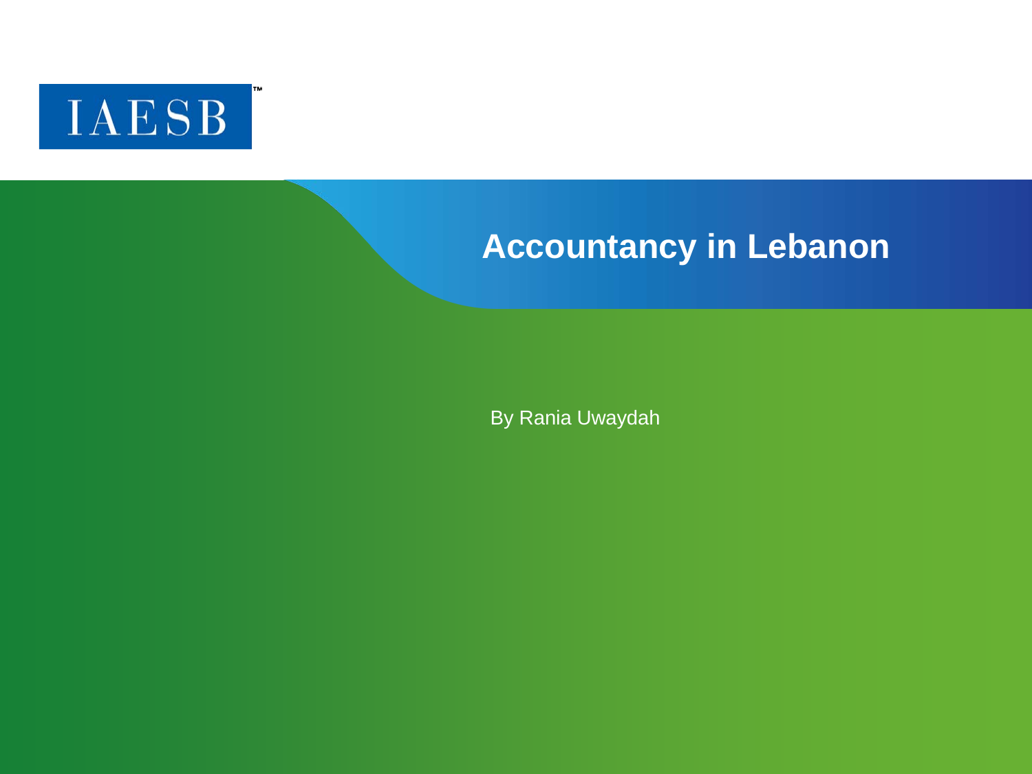IAESB™

# Accountancy in Lebanon

By Rania Uwaydah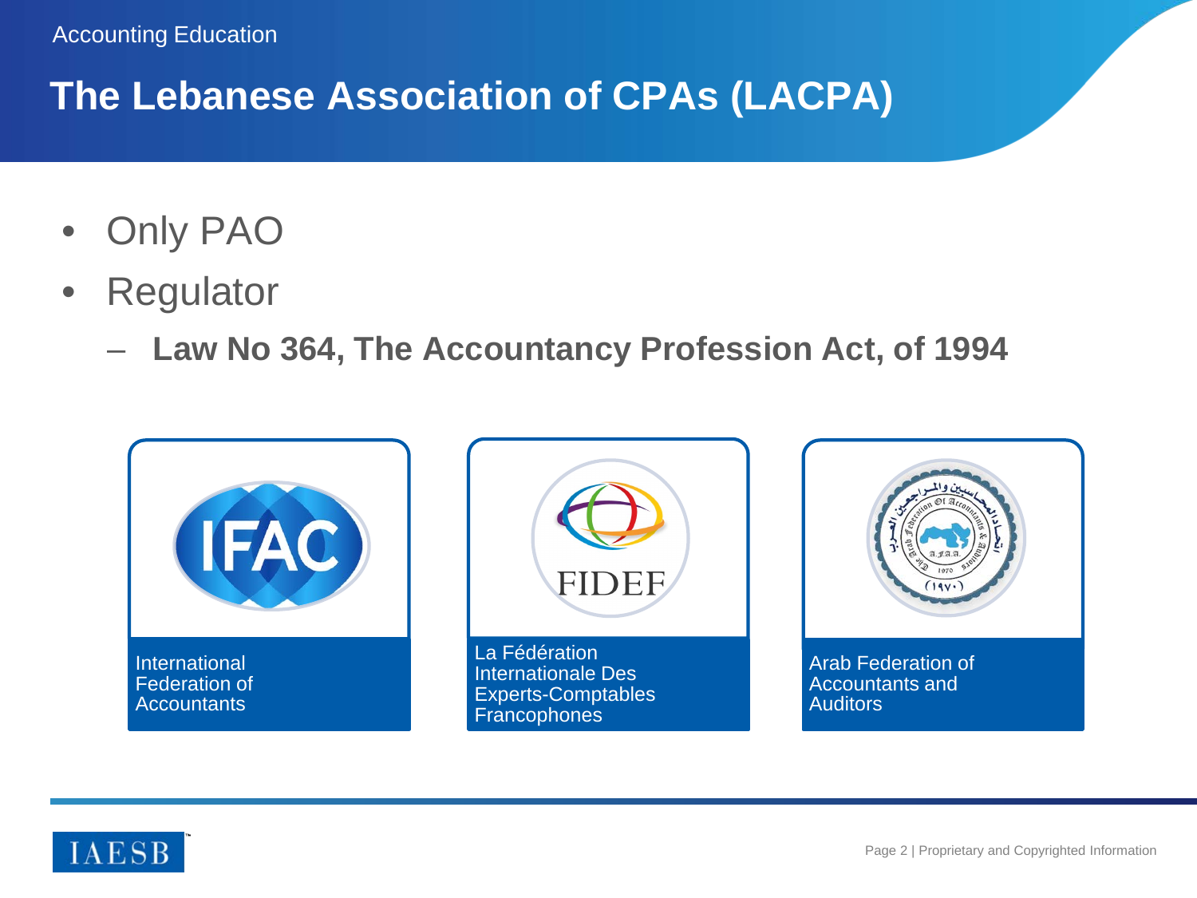## The Lebanese Association of CPAs (LACPA)

- Only PAO
- Regulator
  - **Law No 364, The Accountancy Profession Act, of 1994**

International Federation of Accountants

La Fédération Internationale Des Experts-Comptables Francophones

Arab Federation of Accountants and Auditors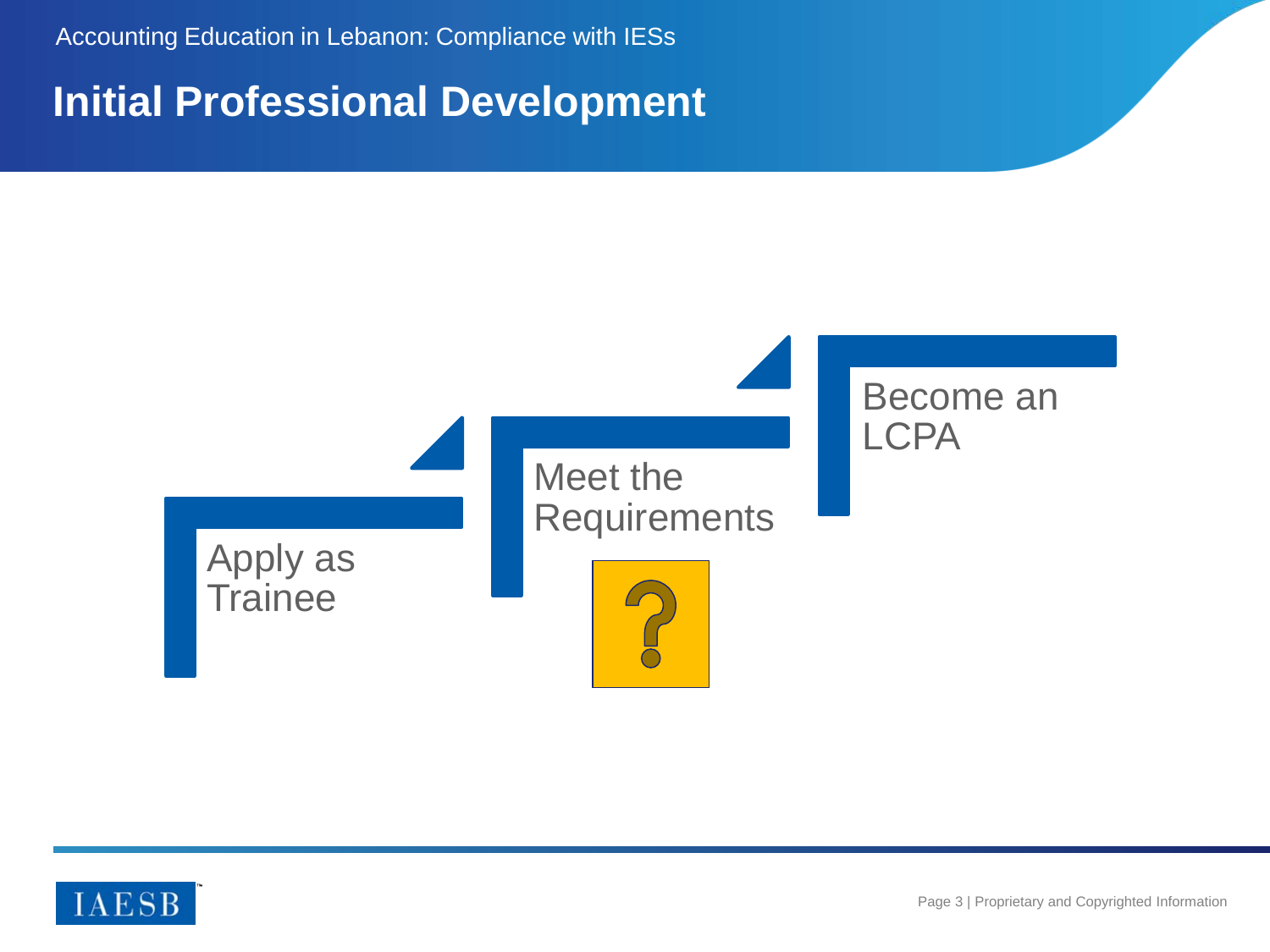# Initial Professional Development

Apply as Trainee

Meet the Requirements

Become an LCPA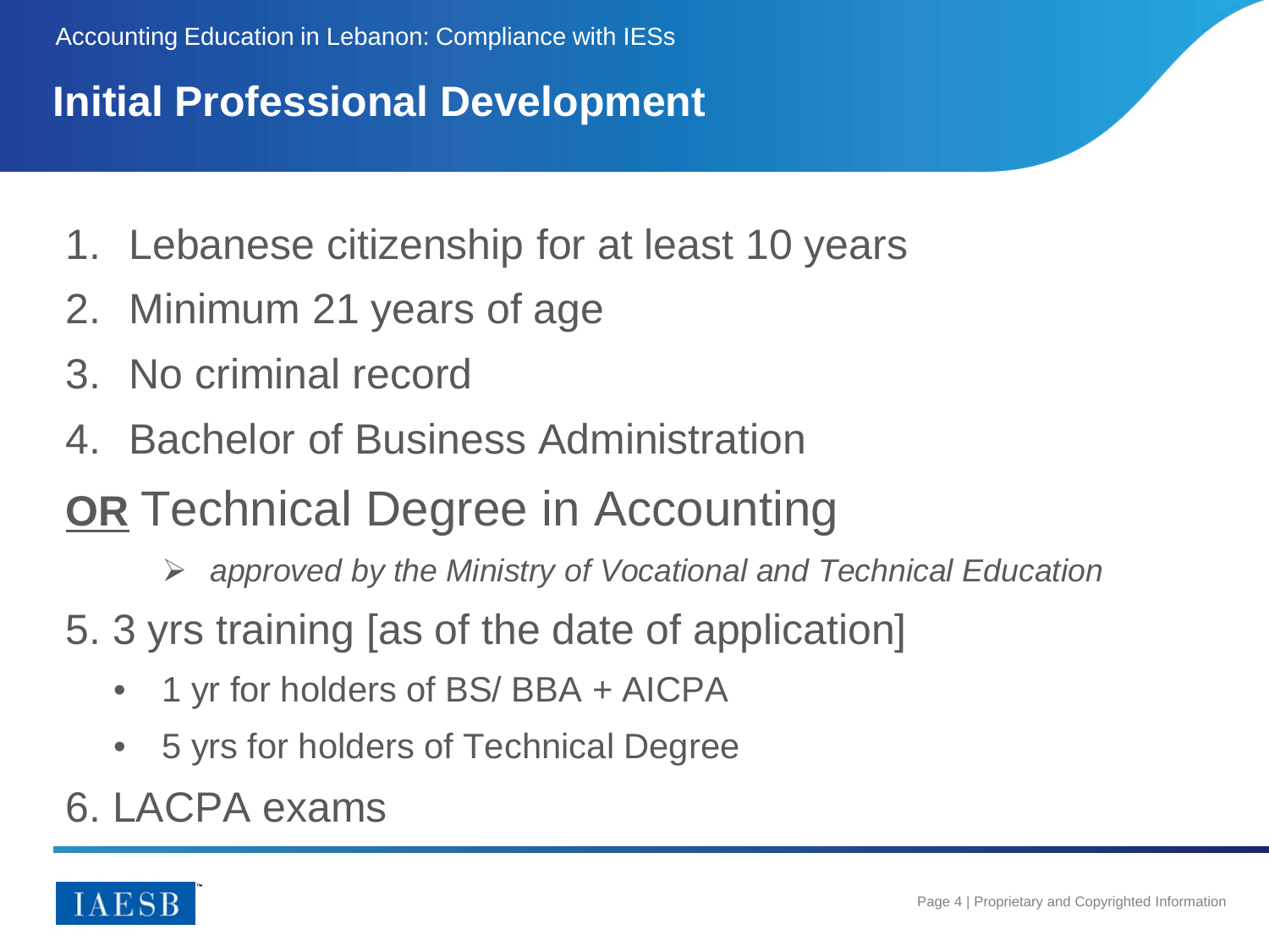## Initial Professional Development

1. Lebanese citizenship for at least 10 years
2. Minimum 21 years of age
3. No criminal record
4. Bachelor of Business Administration

**OR** Technical Degree in Accounting

- *approved by the Ministry of Vocational and Technical Education*

5. 3 yrs training [as of the date of application]
   - 1 yr for holders of BS/ BBA + AICPA
   - 5 yrs for holders of Technical Degree
6. LACPA exams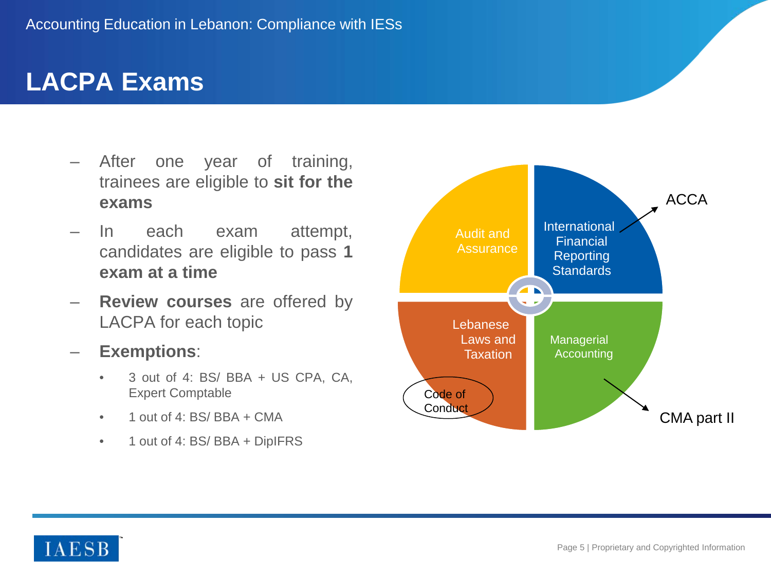# LACPA Exams

- After one year of training, trainees are eligible to **sit for the exams**
- In each exam attempt, candidates are eligible to pass **1 exam at a time**
- **Review courses** are offered by LACPA for each topic
- **Exemptions**:
  - 3 out of 4: BS/ BBA + US CPA, CA, Expert Comptable
  - 1 out of 4: BS/ BBA + CMA
  - 1 out of 4: BS/ BBA + DipIFRS

Audit and Assurance

International Financial Reporting Standards → ACCA

Lebanese Laws and Taxation (Code of Conduct)

Managerial Accounting → CMA part II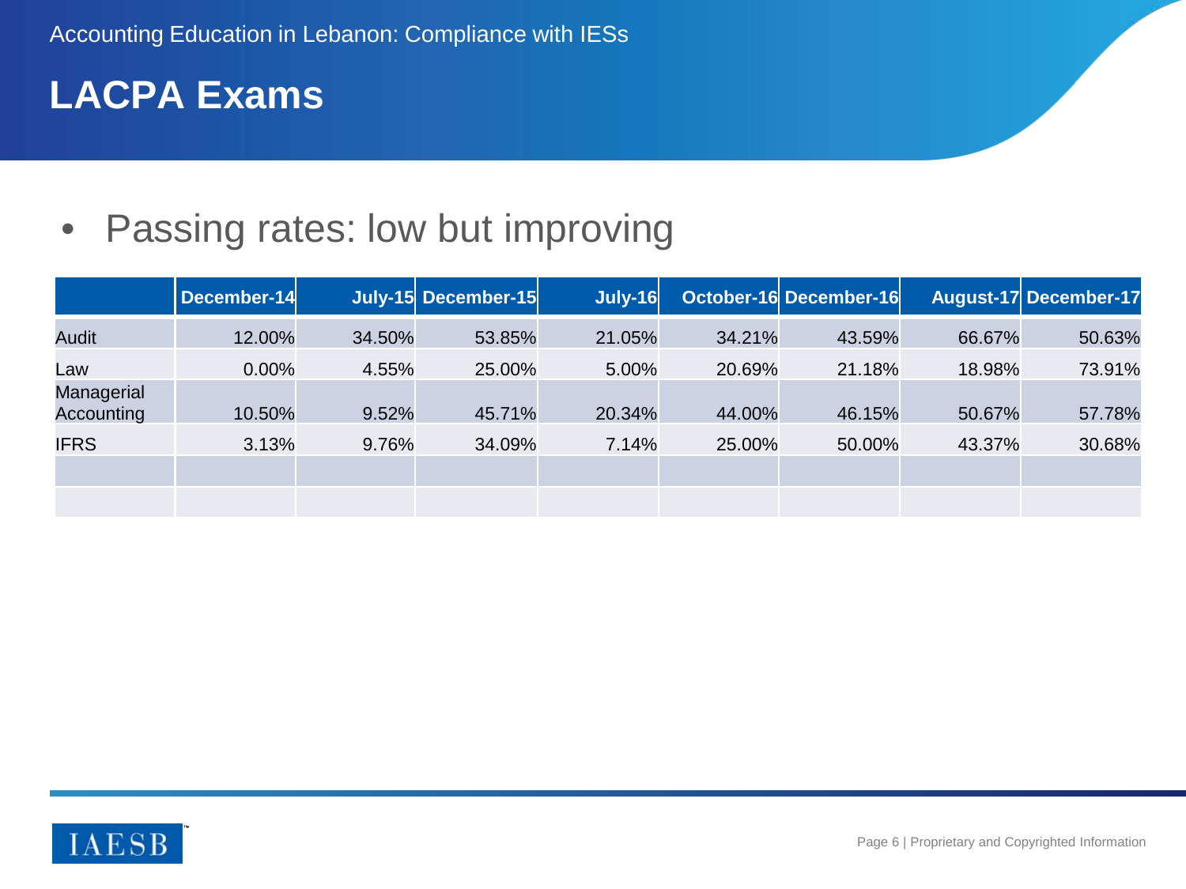Accounting Education in Lebanon: Compliance with IESs

# LACPA Exams

- Passing rates: low but improving

| | December-14 | July-15 | December-15 | July-16 | October-16 | December-16 | August-17 | December-17 |
|---|---|---|---|---|---|---|---|---|
| Audit | 12.00% | 34.50% | 53.85% | 21.05% | 34.21% | 43.59% | 66.67% | 50.63% |
| Law | 0.00% | 4.55% | 25.00% | 5.00% | 20.69% | 21.18% | 18.98% | 73.91% |
| Managerial Accounting | 10.50% | 9.52% | 45.71% | 20.34% | 44.00% | 46.15% | 50.67% | 57.78% |
| IFRS | 3.13% | 9.76% | 34.09% | 7.14% | 25.00% | 50.00% | 43.37% | 30.68% |
| | | | | | | | | |
| | | | | | | | | |

IAESB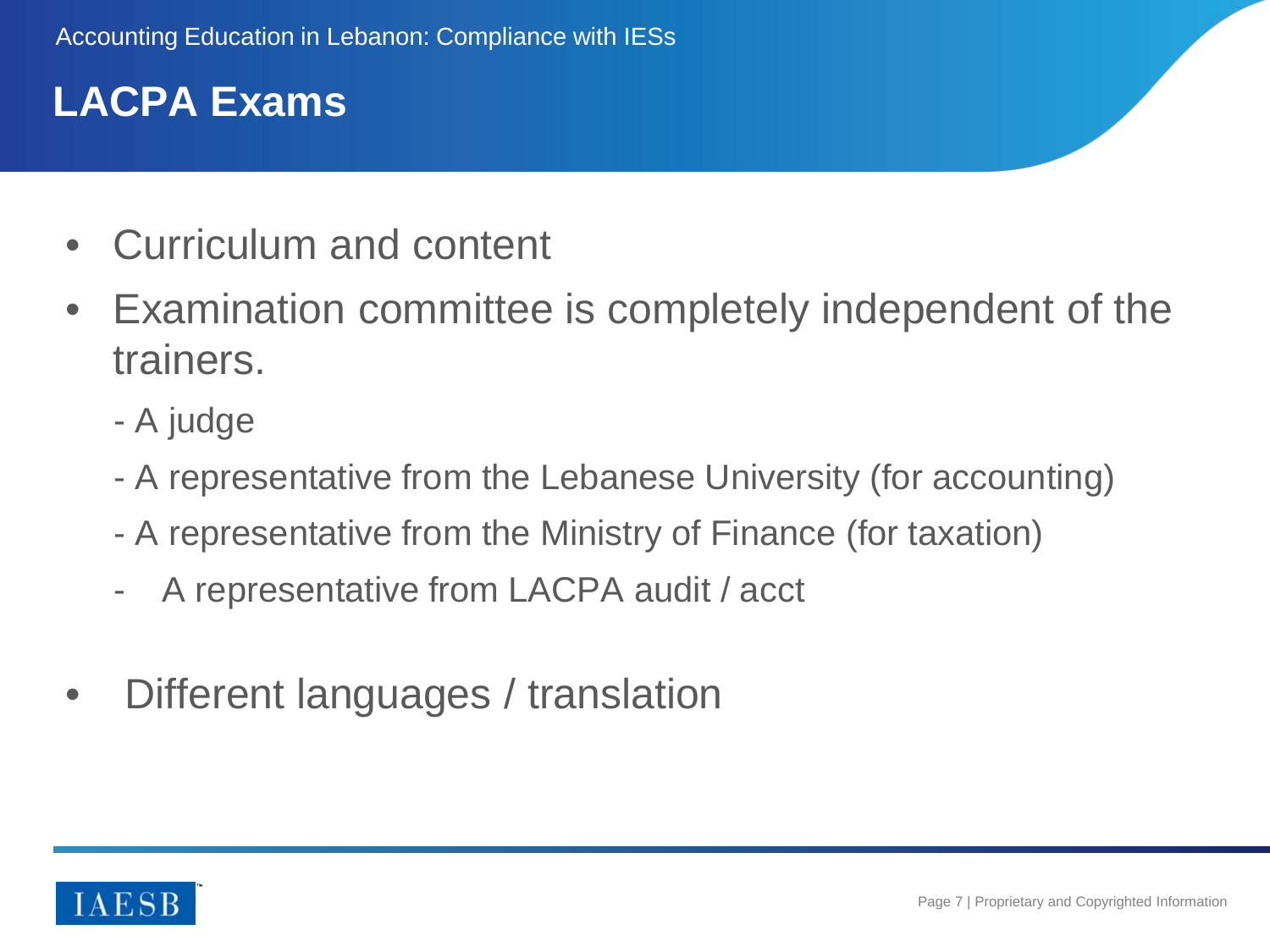## LACPA Exams

- Curriculum and content
- Examination committee is completely independent of the trainers.
  - A judge
  - A representative from the Lebanese University (for accounting)
  - A representative from the Ministry of Finance (for taxation)
  - A representative from LACPA audit / acct
- Different languages / translation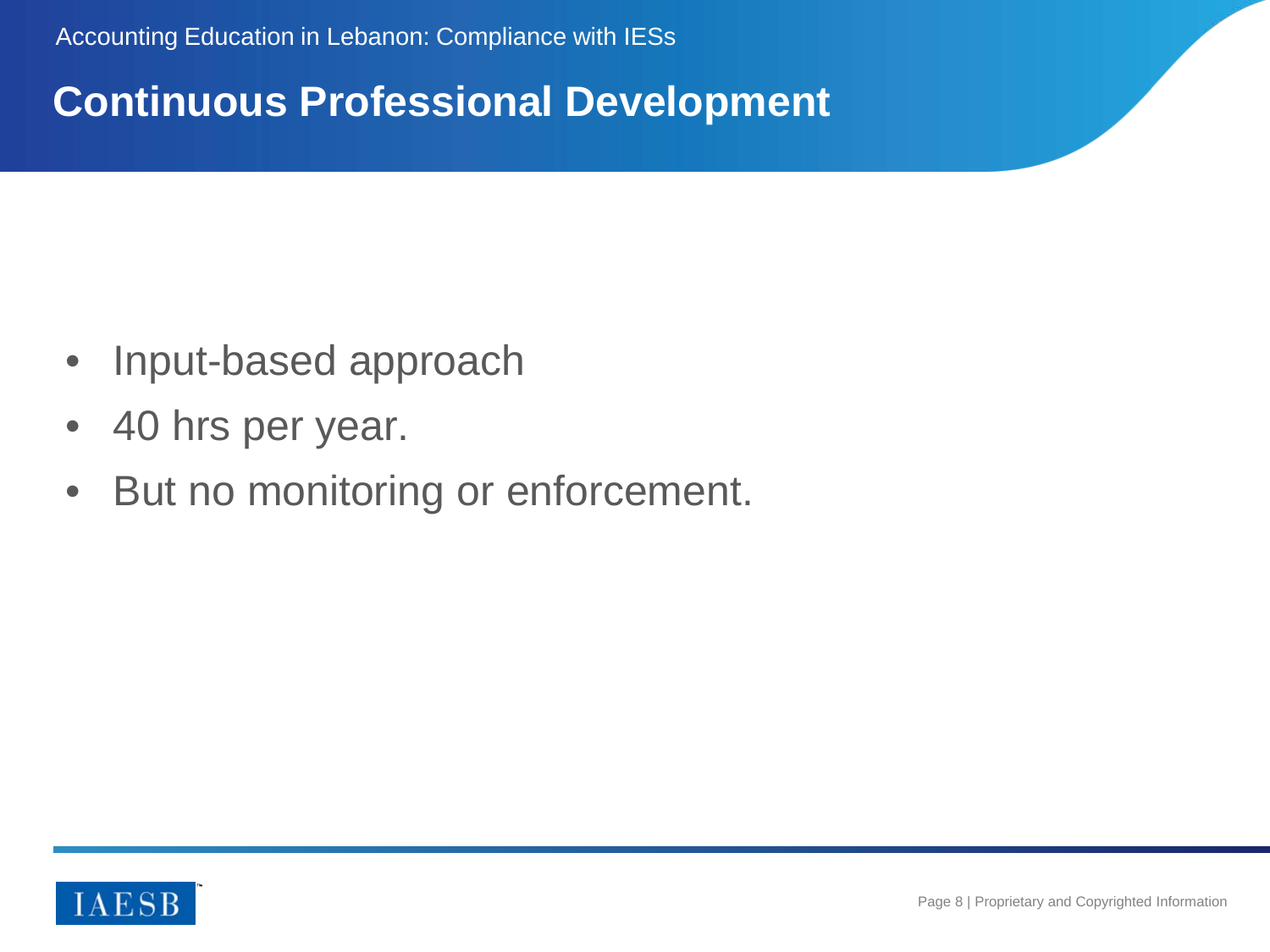## Continuous Professional Development

- Input-based approach
- 40 hrs per year.
- But no monitoring or enforcement.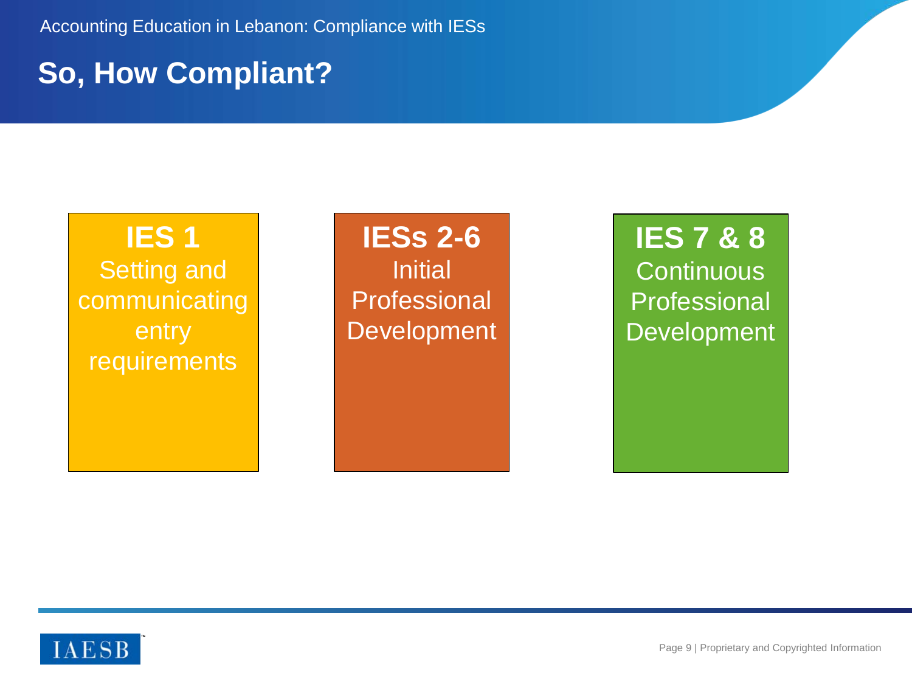# So, How Compliant?

**IES 1**
Setting and communicating entry requirements

**IESs 2-6**
Initial Professional Development

**IES 7 & 8**
Continuous Professional Development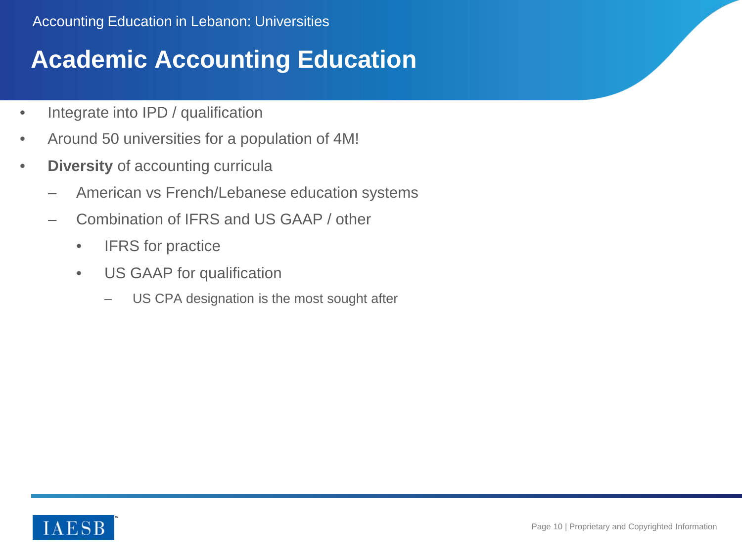Accounting Education in Lebanon: Universities

# Academic Accounting Education

- Integrate into IPD / qualification
- Around 50 universities for a population of 4M!
- **Diversity** of accounting curricula
  - American vs French/Lebanese education systems
  - Combination of IFRS and US GAAP / other
    - IFRS for practice
    - US GAAP for qualification
      - US CPA designation is the most sought after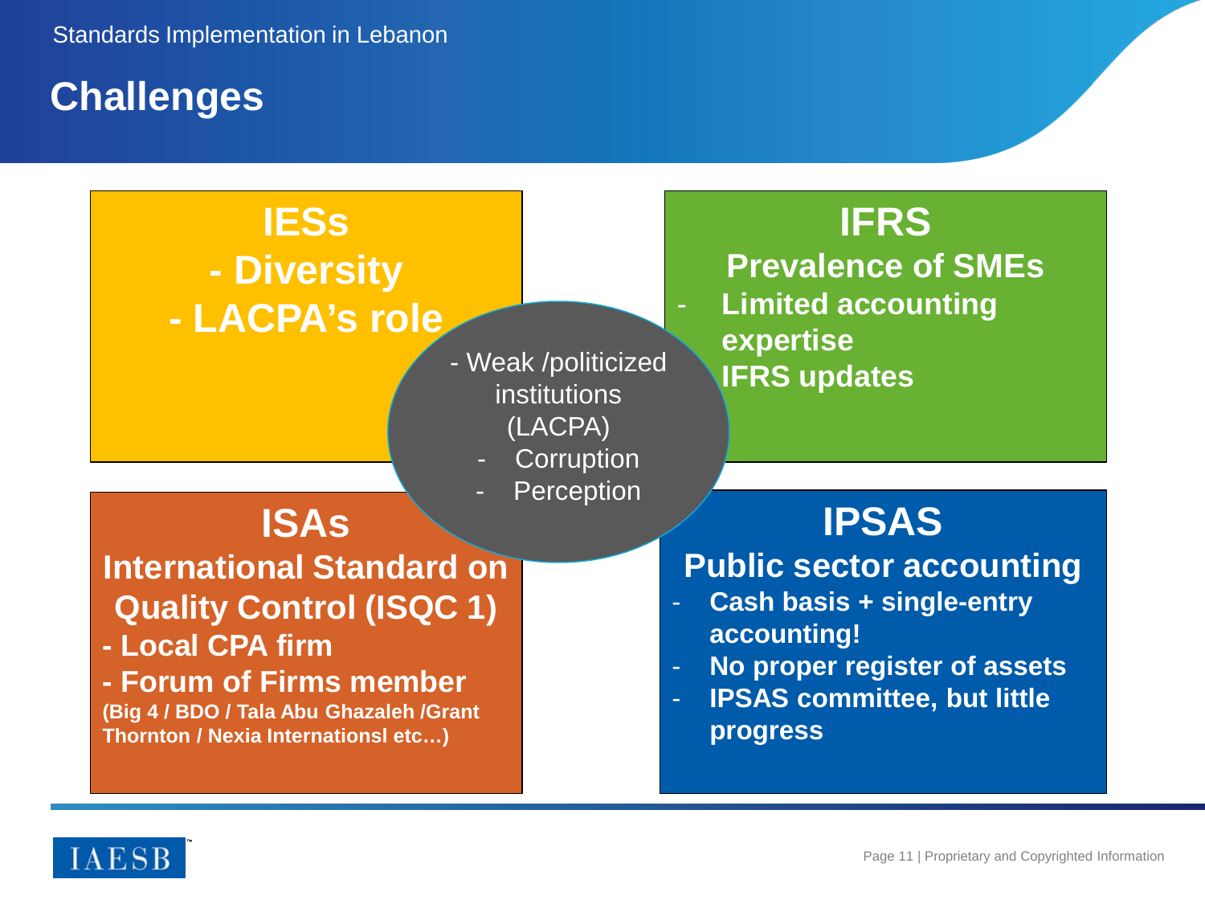# Challenges

## IESs

- Diversity
- LACPA's role

## IFRS

**Prevalence of SMEs**

- Limited accounting expertise
- IFRS updates

- Weak /politicized institutions (LACPA)
- Corruption
- Perception

## ISAs

**International Standard on Quality Control (ISQC 1)**

- Local CPA firm
- Forum of Firms member

**(Big 4 / BDO / Tala Abu Ghazaleh /Grant Thornton / Nexia Internationsl etc…)**

## IPSAS

**Public sector accounting**

- Cash basis + single-entry accounting!
- No proper register of assets
- IPSAS committee, but little progress